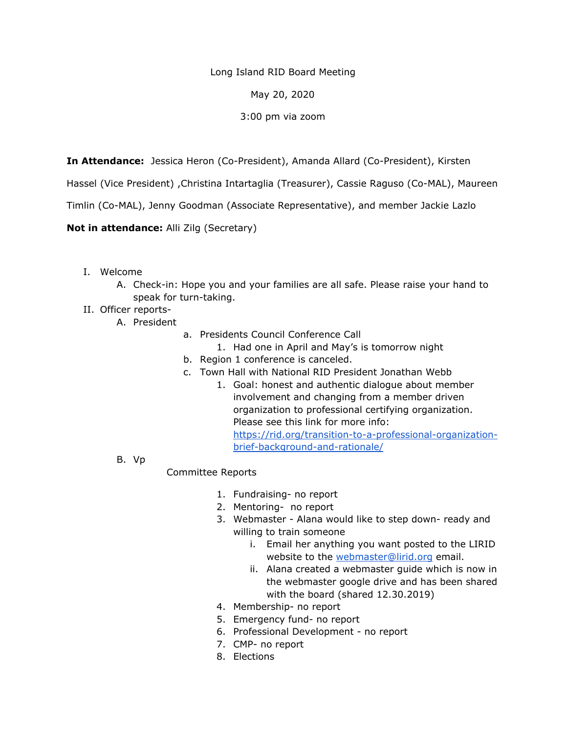Long Island RID Board Meeting

May 20, 2020

3:00 pm via zoom

**In Attendance:** Jessica Heron (Co-President), Amanda Allard (Co-President), Kirsten Hassel (Vice President) ,Christina Intartaglia (Treasurer), Cassie Raguso (Co-MAL), Maureen Timlin (Co-MAL), Jenny Goodman (Associate Representative), and member Jackie Lazlo

**Not in attendance:** Alli Zilg (Secretary)

I. Welcome
   A. Check-in: Hope you and your families are all safe. Please raise your hand to speak for turn-taking.
II. Officer reports-
   A. President
      a. Presidents Council Conference Call
         1. Had one in April and May's is tomorrow night
      b. Region 1 conference is canceled.
      c. Town Hall with National RID President Jonathan Webb
         1. Goal: honest and authentic dialogue about member involvement and changing from a member driven organization to professional certifying organization. Please see this link for more info: [https://rid.org/transition-to-a-professional-organization-brief-background-and-rationale/](https://rid.org/transition-to-a-professional-organization-brief-background-and-rationale/)
   B. Vp

      Committee Reports

         1. Fundraising- no report
         2. Mentoring- no report
         3. Webmaster - Alana would like to step down- ready and willing to train someone
            i. Email her anything you want posted to the LIRID website to the [webmaster@lirid.org](mailto:webmaster@lirid.org) email.
            ii. Alana created a webmaster guide which is now in the webmaster google drive and has been shared with the board (shared 12.30.2019)
         4. Membership- no report
         5. Emergency fund- no report
         6. Professional Development - no report
         7. CMP- no report
         8. Elections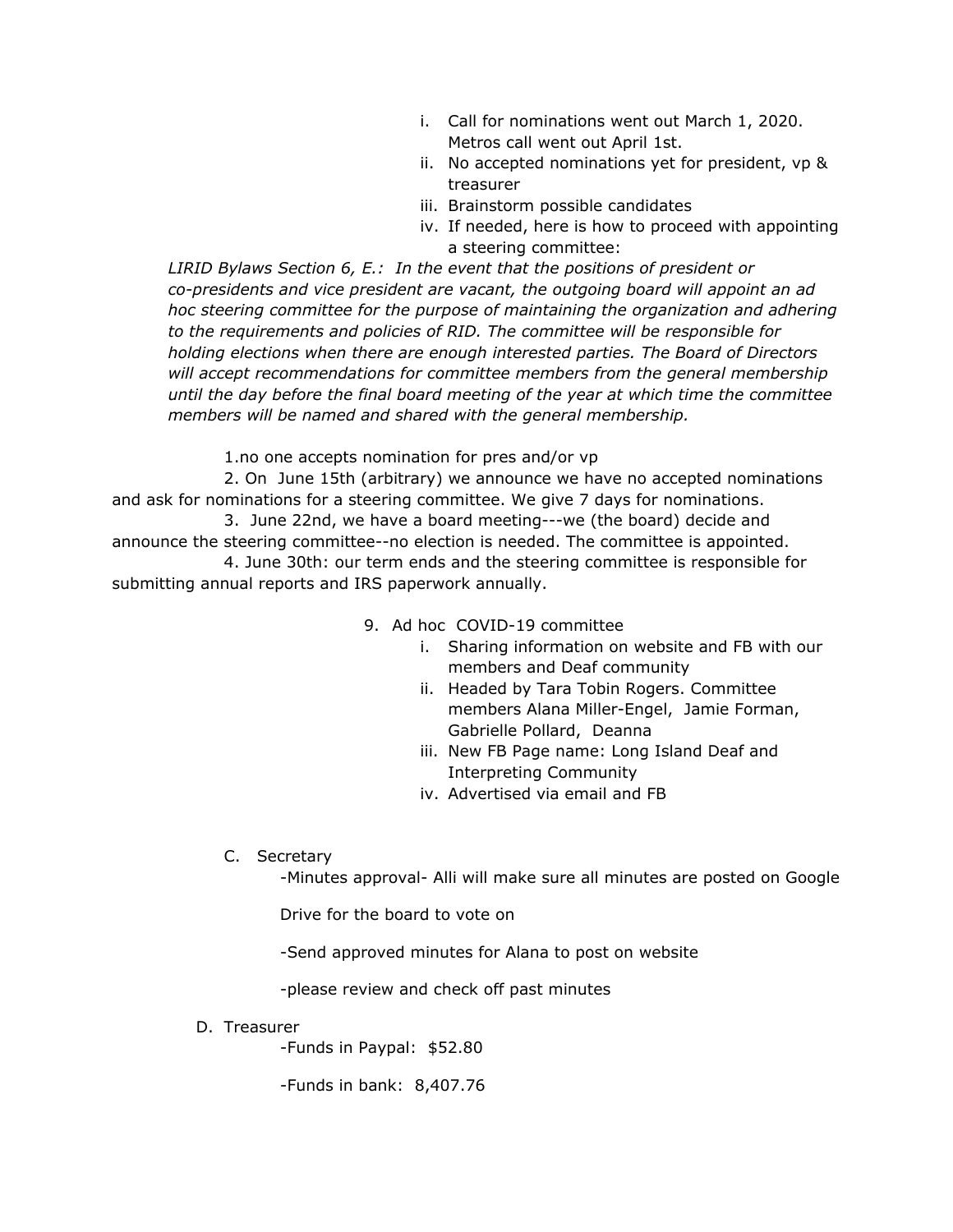i. Call for nominations went out March 1, 2020. Metros call went out April 1st.
   ii. No accepted nominations yet for president, vp & treasurer
   iii. Brainstorm possible candidates
   iv. If needed, here is how to proceed with appointing a steering committee:

*LIRID Bylaws Section 6, E.: In the event that the positions of president or co-presidents and vice president are vacant, the outgoing board will appoint an ad hoc steering committee for the purpose of maintaining the organization and adhering to the requirements and policies of RID. The committee will be responsible for holding elections when there are enough interested parties. The Board of Directors will accept recommendations for committee members from the general membership until the day before the final board meeting of the year at which time the committee members will be named and shared with the general membership.*

1.no one accepts nomination for pres and/or vp

2. On June 15th (arbitrary) we announce we have no accepted nominations and ask for nominations for a steering committee. We give 7 days for nominations.

3. June 22nd, we have a board meeting---we (the board) decide and announce the steering committee--no election is needed. The committee is appointed.

4. June 30th: our term ends and the steering committee is responsible for submitting annual reports and IRS paperwork annually.

9. Ad hoc COVID-19 committee
   i. Sharing information on website and FB with our members and Deaf community
   ii. Headed by Tara Tobin Rogers. Committee members Alana Miller-Engel, Jamie Forman, Gabrielle Pollard, Deanna
   iii. New FB Page name: Long Island Deaf and Interpreting Community
   iv. Advertised via email and FB

C. Secretary

-Minutes approval- Alli will make sure all minutes are posted on Google

Drive for the board to vote on

-Send approved minutes for Alana to post on website

-please review and check off past minutes

D. Treasurer

-Funds in Paypal: $52.80

-Funds in bank: 8,407.76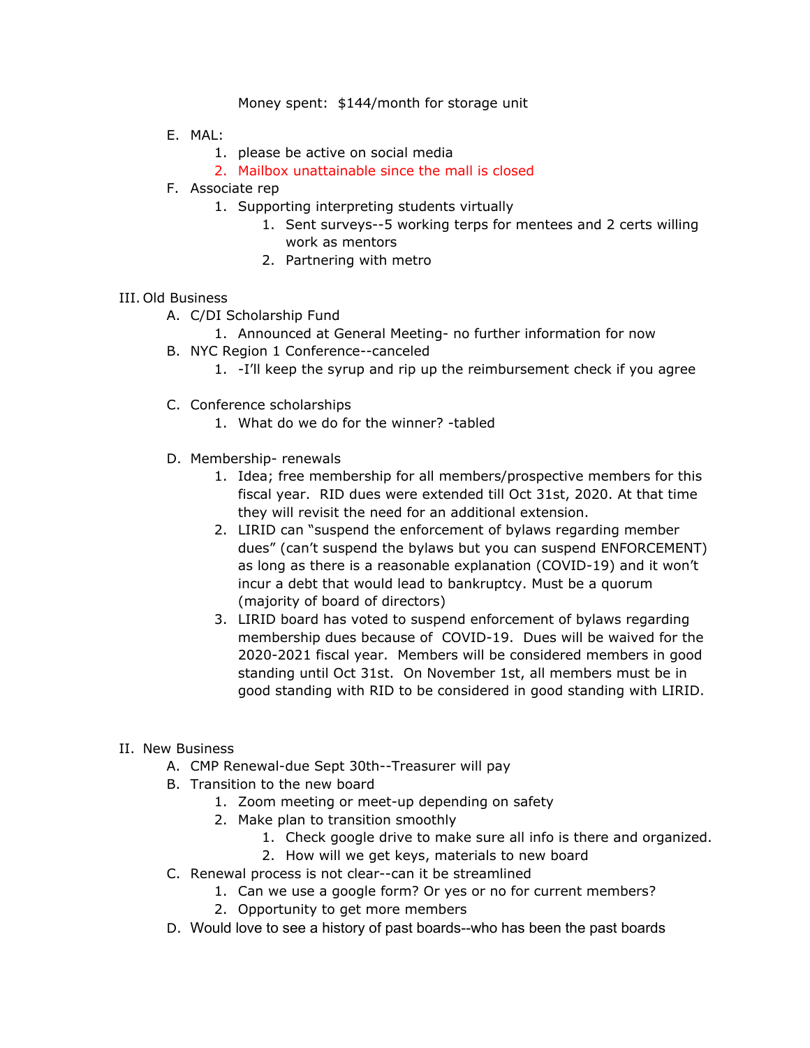Money spent: $144/month for storage unit

E. MAL:
   1. please be active on social media
   2. Mailbox unattainable since the mall is closed
F. Associate rep
   1. Supporting interpreting students virtually
      1. Sent surveys--5 working terps for mentees and 2 certs willing work as mentors
      2. Partnering with metro

III. Old Business

A. C/DI Scholarship Fund
   1. Announced at General Meeting- no further information for now
B. NYC Region 1 Conference--canceled
   1. -I'll keep the syrup and rip up the reimbursement check if you agree

C. Conference scholarships
   1. What do we do for the winner? -tabled

D. Membership- renewals
   1. Idea; free membership for all members/prospective members for this fiscal year. RID dues were extended till Oct 31st, 2020. At that time they will revisit the need for an additional extension.
   2. LIRID can "suspend the enforcement of bylaws regarding member dues" (can't suspend the bylaws but you can suspend ENFORCEMENT) as long as there is a reasonable explanation (COVID-19) and it won't incur a debt that would lead to bankruptcy. Must be a quorum (majority of board of directors)
   3. LIRID board has voted to suspend enforcement of bylaws regarding membership dues because of COVID-19. Dues will be waived for the 2020-2021 fiscal year. Members will be considered members in good standing until Oct 31st. On November 1st, all members must be in good standing with RID to be considered in good standing with LIRID.

II. New Business

A. CMP Renewal-due Sept 30th--Treasurer will pay
B. Transition to the new board
   1. Zoom meeting or meet-up depending on safety
   2. Make plan to transition smoothly
      1. Check google drive to make sure all info is there and organized.
      2. How will we get keys, materials to new board
C. Renewal process is not clear--can it be streamlined
   1. Can we use a google form? Or yes or no for current members?
   2. Opportunity to get more members
D. Would love to see a history of past boards--who has been the past boards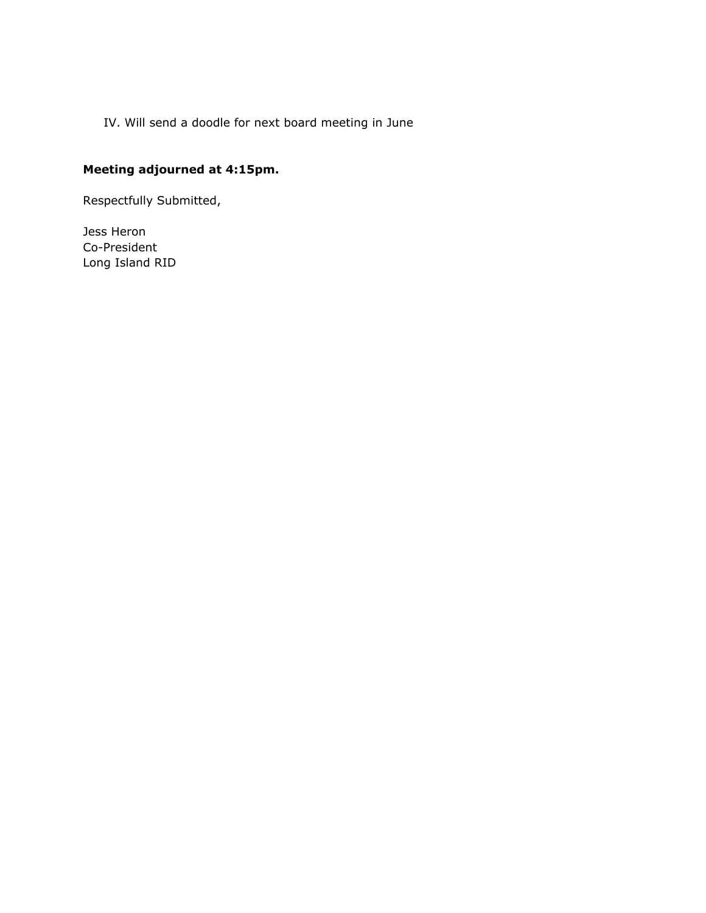IV. Will send a doodle for next board meeting in June

**Meeting adjourned at 4:15pm.**

Respectfully Submitted,

Jess Heron
Co-President
Long Island RID